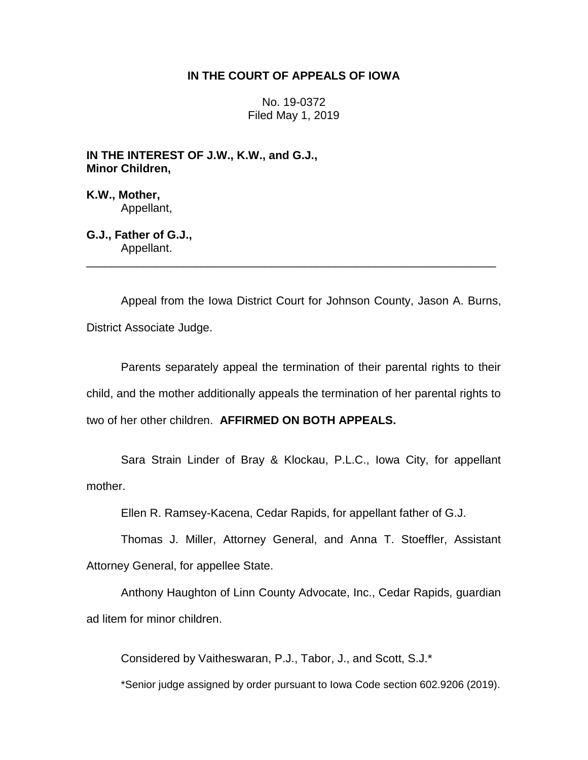**IN THE COURT OF APPEALS OF IOWA**

No. 19-0372
Filed May 1, 2019

**IN THE INTEREST OF J.W., K.W., and G.J., Minor Children,**

**K.W., Mother,**
Appellant,

**G.J., Father of G.J.,**
Appellant.

---

Appeal from the Iowa District Court for Johnson County, Jason A. Burns, District Associate Judge.

Parents separately appeal the termination of their parental rights to their child, and the mother additionally appeals the termination of her parental rights to two of her other children. **AFFIRMED ON BOTH APPEALS.**

Sara Strain Linder of Bray & Klockau, P.L.C., Iowa City, for appellant mother.

Ellen R. Ramsey-Kacena, Cedar Rapids, for appellant father of G.J.

Thomas J. Miller, Attorney General, and Anna T. Stoeffler, Assistant Attorney General, for appellee State.

Anthony Haughton of Linn County Advocate, Inc., Cedar Rapids, guardian ad litem for minor children.

Considered by Vaitheswaran, P.J., Tabor, J., and Scott, S.J.*

*Senior judge assigned by order pursuant to Iowa Code section 602.9206 (2019).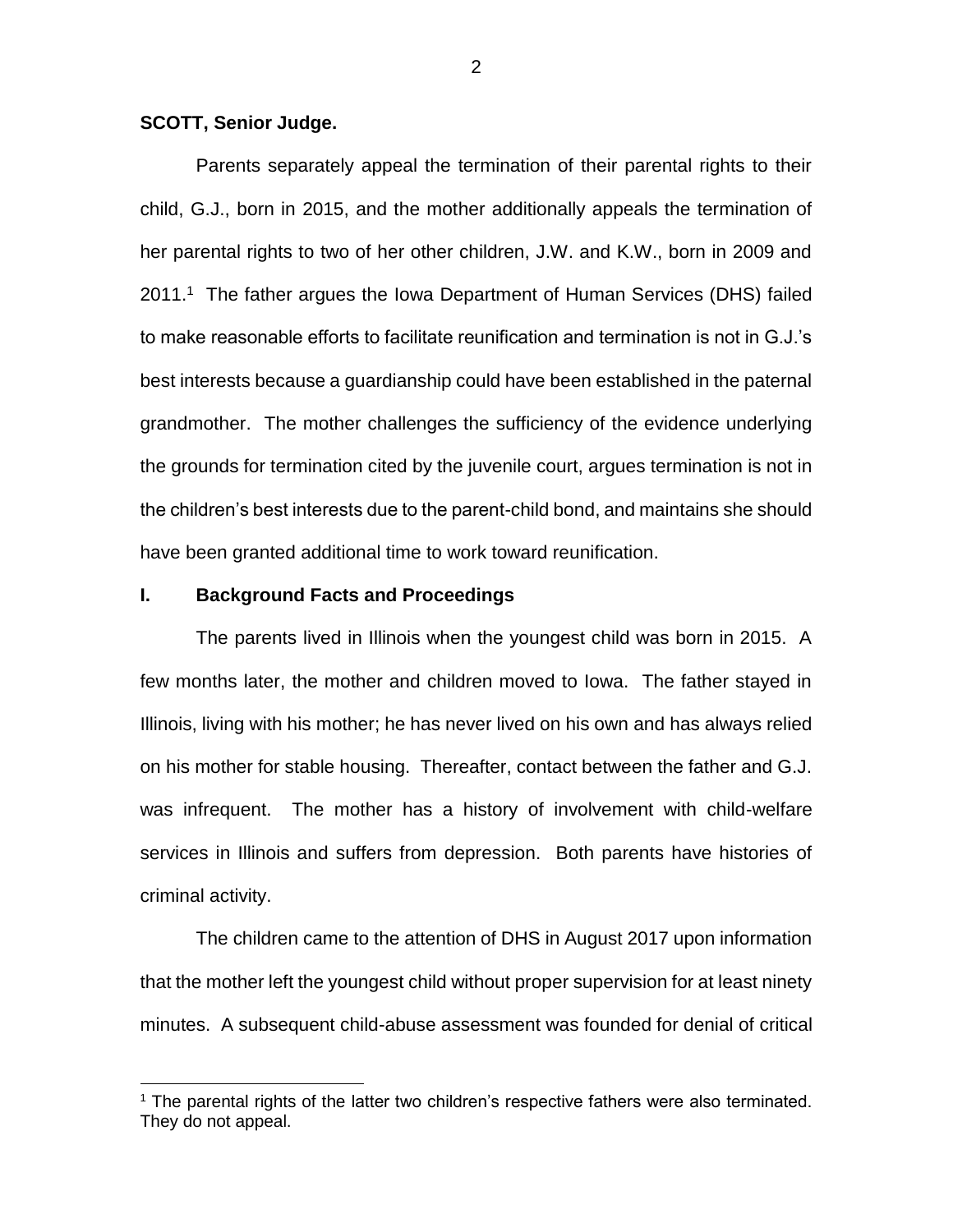**SCOTT, Senior Judge.**

Parents separately appeal the termination of their parental rights to their child, G.J., born in 2015, and the mother additionally appeals the termination of her parental rights to two of her other children, J.W. and K.W., born in 2009 and 2011.[1] The father argues the Iowa Department of Human Services (DHS) failed to make reasonable efforts to facilitate reunification and termination is not in G.J.'s best interests because a guardianship could have been established in the paternal grandmother. The mother challenges the sufficiency of the evidence underlying the grounds for termination cited by the juvenile court, argues termination is not in the children's best interests due to the parent-child bond, and maintains she should have been granted additional time to work toward reunification.

## I. Background Facts and Proceedings

The parents lived in Illinois when the youngest child was born in 2015. A few months later, the mother and children moved to Iowa. The father stayed in Illinois, living with his mother; he has never lived on his own and has always relied on his mother for stable housing. Thereafter, contact between the father and G.J. was infrequent. The mother has a history of involvement with child-welfare services in Illinois and suffers from depression. Both parents have histories of criminal activity.

The children came to the attention of DHS in August 2017 upon information that the mother left the youngest child without proper supervision for at least ninety minutes. A subsequent child-abuse assessment was founded for denial of critical

[1] The parental rights of the latter two children's respective fathers were also terminated. They do not appeal.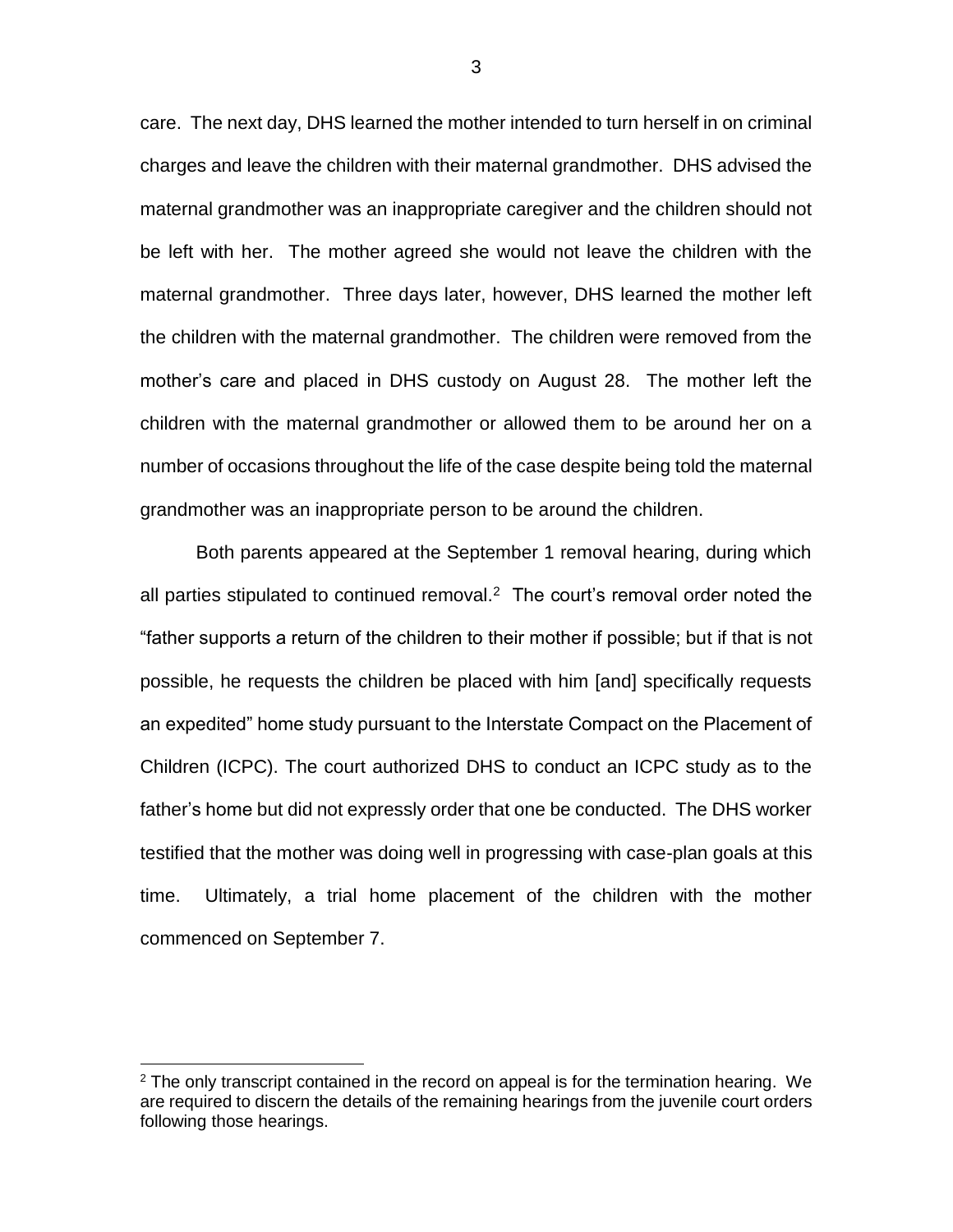care. The next day, DHS learned the mother intended to turn herself in on criminal charges and leave the children with their maternal grandmother. DHS advised the maternal grandmother was an inappropriate caregiver and the children should not be left with her. The mother agreed she would not leave the children with the maternal grandmother. Three days later, however, DHS learned the mother left the children with the maternal grandmother. The children were removed from the mother's care and placed in DHS custody on August 28. The mother left the children with the maternal grandmother or allowed them to be around her on a number of occasions throughout the life of the case despite being told the maternal grandmother was an inappropriate person to be around the children.

Both parents appeared at the September 1 removal hearing, during which all parties stipulated to continued removal.[2] The court's removal order noted the "father supports a return of the children to their mother if possible; but if that is not possible, he requests the children be placed with him [and] specifically requests an expedited" home study pursuant to the Interstate Compact on the Placement of Children (ICPC). The court authorized DHS to conduct an ICPC study as to the father's home but did not expressly order that one be conducted. The DHS worker testified that the mother was doing well in progressing with case-plan goals at this time. Ultimately, a trial home placement of the children with the mother commenced on September 7.

---

[2] The only transcript contained in the record on appeal is for the termination hearing. We are required to discern the details of the remaining hearings from the juvenile court orders following those hearings.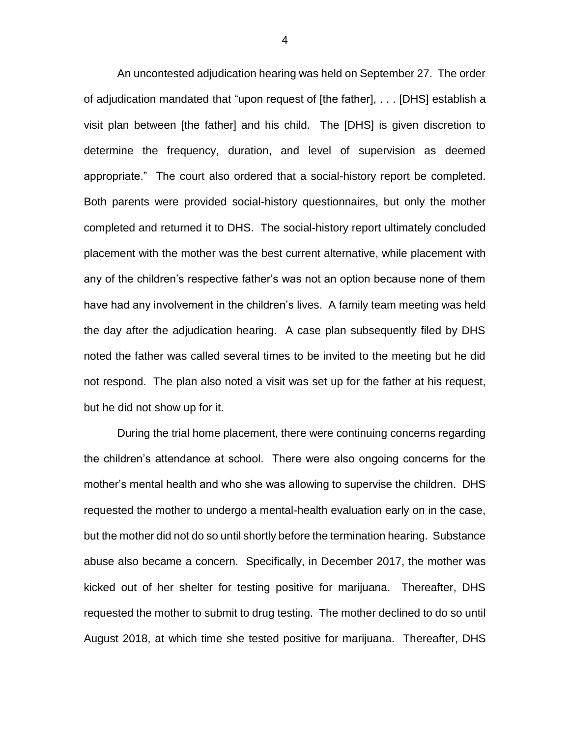An uncontested adjudication hearing was held on September 27. The order of adjudication mandated that "upon request of [the father], . . . [DHS] establish a visit plan between [the father] and his child. The [DHS] is given discretion to determine the frequency, duration, and level of supervision as deemed appropriate." The court also ordered that a social-history report be completed. Both parents were provided social-history questionnaires, but only the mother completed and returned it to DHS. The social-history report ultimately concluded placement with the mother was the best current alternative, while placement with any of the children's respective father's was not an option because none of them have had any involvement in the children's lives. A family team meeting was held the day after the adjudication hearing. A case plan subsequently filed by DHS noted the father was called several times to be invited to the meeting but he did not respond. The plan also noted a visit was set up for the father at his request, but he did not show up for it.

During the trial home placement, there were continuing concerns regarding the children's attendance at school. There were also ongoing concerns for the mother's mental health and who she was allowing to supervise the children. DHS requested the mother to undergo a mental-health evaluation early on in the case, but the mother did not do so until shortly before the termination hearing. Substance abuse also became a concern. Specifically, in December 2017, the mother was kicked out of her shelter for testing positive for marijuana. Thereafter, DHS requested the mother to submit to drug testing. The mother declined to do so until August 2018, at which time she tested positive for marijuana. Thereafter, DHS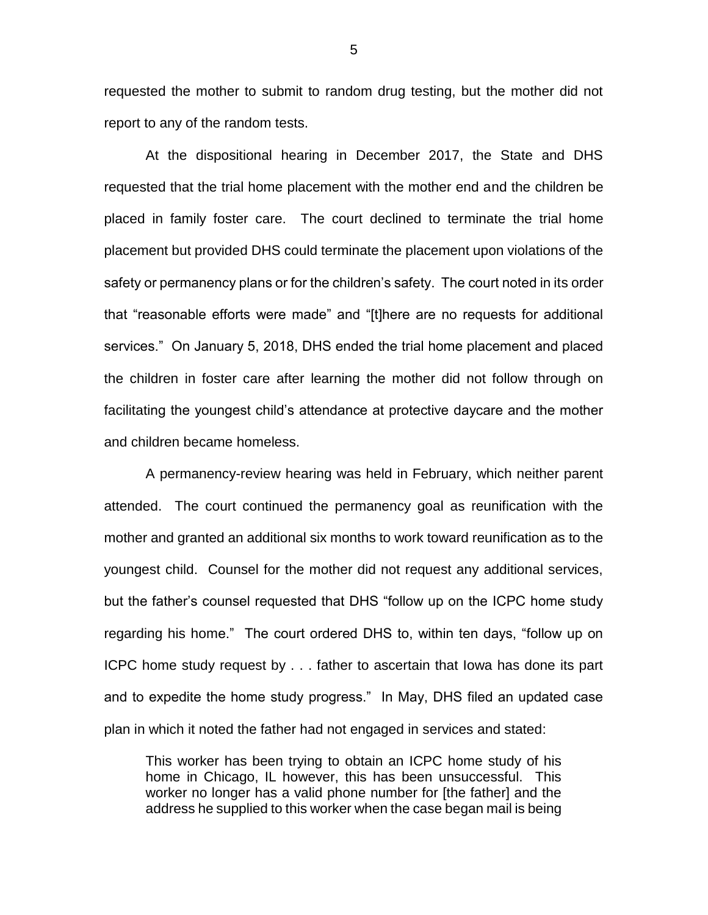requested the mother to submit to random drug testing, but the mother did not report to any of the random tests.

At the dispositional hearing in December 2017, the State and DHS requested that the trial home placement with the mother end and the children be placed in family foster care. The court declined to terminate the trial home placement but provided DHS could terminate the placement upon violations of the safety or permanency plans or for the children's safety. The court noted in its order that "reasonable efforts were made" and "[t]here are no requests for additional services." On January 5, 2018, DHS ended the trial home placement and placed the children in foster care after learning the mother did not follow through on facilitating the youngest child's attendance at protective daycare and the mother and children became homeless.

A permanency-review hearing was held in February, which neither parent attended. The court continued the permanency goal as reunification with the mother and granted an additional six months to work toward reunification as to the youngest child. Counsel for the mother did not request any additional services, but the father's counsel requested that DHS "follow up on the ICPC home study regarding his home." The court ordered DHS to, within ten days, "follow up on ICPC home study request by . . . father to ascertain that Iowa has done its part and to expedite the home study progress." In May, DHS filed an updated case plan in which it noted the father had not engaged in services and stated:

> This worker has been trying to obtain an ICPC home study of his home in Chicago, IL however, this has been unsuccessful. This worker no longer has a valid phone number for [the father] and the address he supplied to this worker when the case began mail is being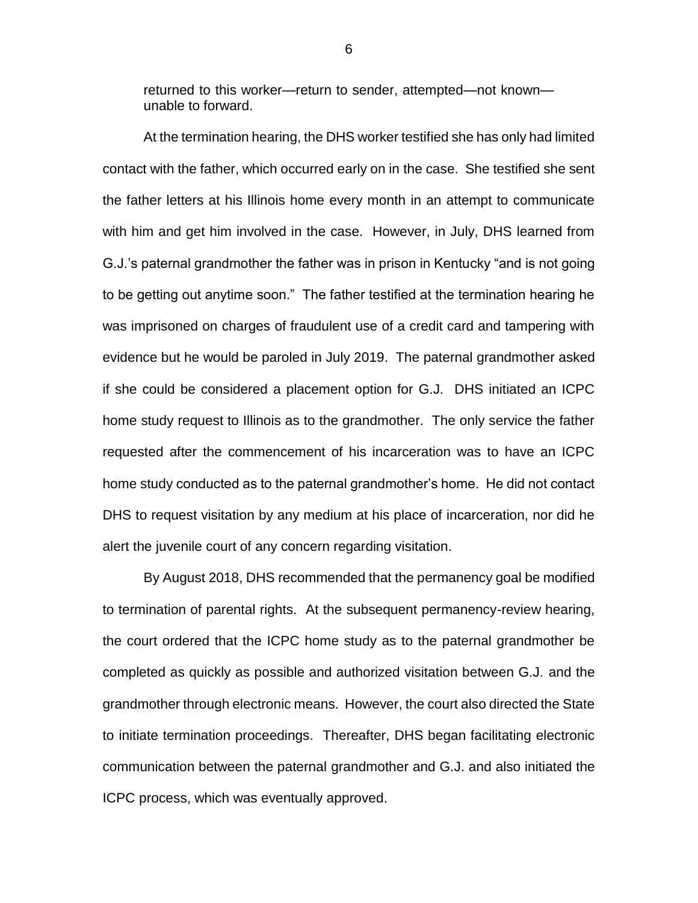returned to this worker—return to sender, attempted—not known—unable to forward.

At the termination hearing, the DHS worker testified she has only had limited contact with the father, which occurred early on in the case. She testified she sent the father letters at his Illinois home every month in an attempt to communicate with him and get him involved in the case. However, in July, DHS learned from G.J.'s paternal grandmother the father was in prison in Kentucky "and is not going to be getting out anytime soon." The father testified at the termination hearing he was imprisoned on charges of fraudulent use of a credit card and tampering with evidence but he would be paroled in July 2019. The paternal grandmother asked if she could be considered a placement option for G.J. DHS initiated an ICPC home study request to Illinois as to the grandmother. The only service the father requested after the commencement of his incarceration was to have an ICPC home study conducted as to the paternal grandmother's home. He did not contact DHS to request visitation by any medium at his place of incarceration, nor did he alert the juvenile court of any concern regarding visitation.

By August 2018, DHS recommended that the permanency goal be modified to termination of parental rights. At the subsequent permanency-review hearing, the court ordered that the ICPC home study as to the paternal grandmother be completed as quickly as possible and authorized visitation between G.J. and the grandmother through electronic means. However, the court also directed the State to initiate termination proceedings. Thereafter, DHS began facilitating electronic communication between the paternal grandmother and G.J. and also initiated the ICPC process, which was eventually approved.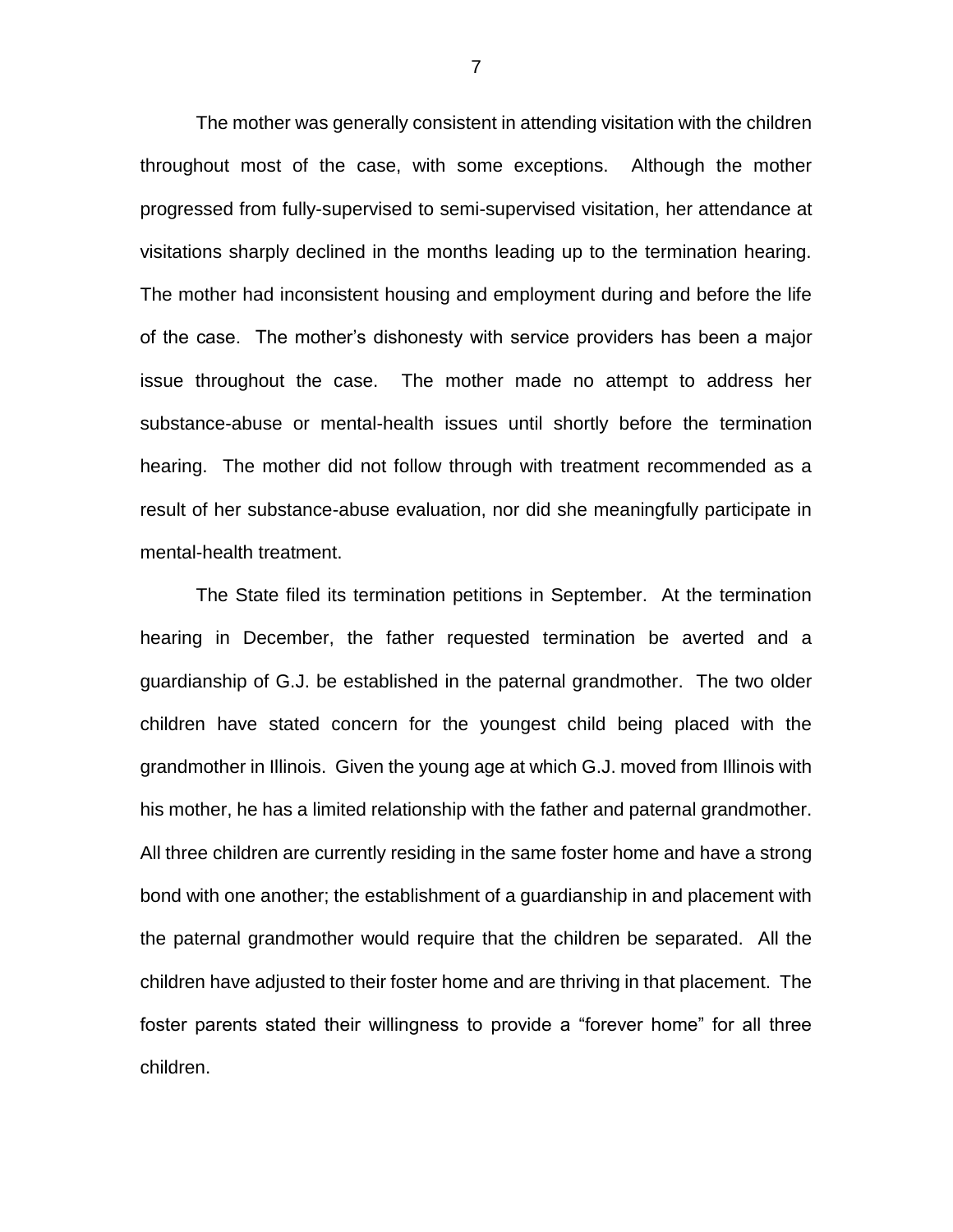The mother was generally consistent in attending visitation with the children throughout most of the case, with some exceptions. Although the mother progressed from fully-supervised to semi-supervised visitation, her attendance at visitations sharply declined in the months leading up to the termination hearing. The mother had inconsistent housing and employment during and before the life of the case. The mother's dishonesty with service providers has been a major issue throughout the case. The mother made no attempt to address her substance-abuse or mental-health issues until shortly before the termination hearing. The mother did not follow through with treatment recommended as a result of her substance-abuse evaluation, nor did she meaningfully participate in mental-health treatment.

The State filed its termination petitions in September. At the termination hearing in December, the father requested termination be averted and a guardianship of G.J. be established in the paternal grandmother. The two older children have stated concern for the youngest child being placed with the grandmother in Illinois. Given the young age at which G.J. moved from Illinois with his mother, he has a limited relationship with the father and paternal grandmother. All three children are currently residing in the same foster home and have a strong bond with one another; the establishment of a guardianship in and placement with the paternal grandmother would require that the children be separated. All the children have adjusted to their foster home and are thriving in that placement. The foster parents stated their willingness to provide a "forever home" for all three children.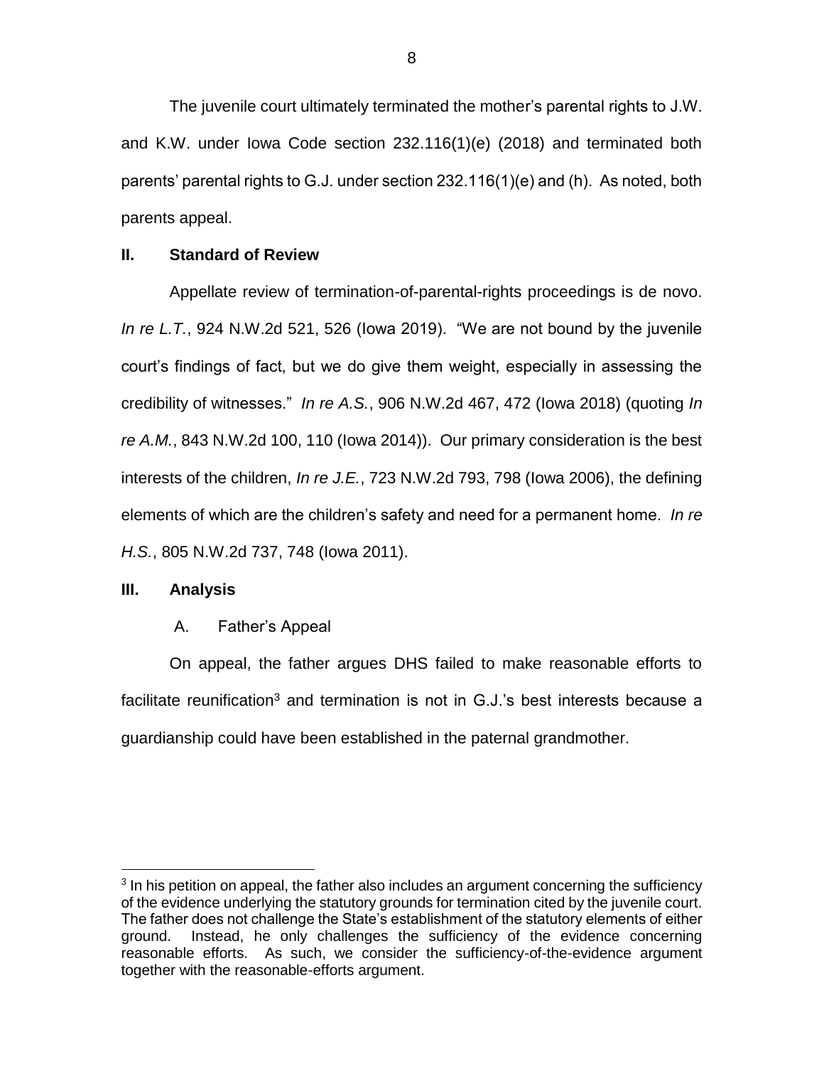The juvenile court ultimately terminated the mother's parental rights to J.W. and K.W. under Iowa Code section 232.116(1)(e) (2018) and terminated both parents' parental rights to G.J. under section 232.116(1)(e) and (h). As noted, both parents appeal.

## II. Standard of Review

Appellate review of termination-of-parental-rights proceedings is de novo. *In re L.T.*, 924 N.W.2d 521, 526 (Iowa 2019). "We are not bound by the juvenile court's findings of fact, but we do give them weight, especially in assessing the credibility of witnesses." *In re A.S.*, 906 N.W.2d 467, 472 (Iowa 2018) (quoting *In re A.M.*, 843 N.W.2d 100, 110 (Iowa 2014)). Our primary consideration is the best interests of the children, *In re J.E.*, 723 N.W.2d 793, 798 (Iowa 2006), the defining elements of which are the children's safety and need for a permanent home. *In re H.S.*, 805 N.W.2d 737, 748 (Iowa 2011).

## III. Analysis

### A. Father's Appeal

On appeal, the father argues DHS failed to make reasonable efforts to facilitate reunification[3] and termination is not in G.J.'s best interests because a guardianship could have been established in the paternal grandmother.

---

[3] In his petition on appeal, the father also includes an argument concerning the sufficiency of the evidence underlying the statutory grounds for termination cited by the juvenile court. The father does not challenge the State's establishment of the statutory elements of either ground. Instead, he only challenges the sufficiency of the evidence concerning reasonable efforts. As such, we consider the sufficiency-of-the-evidence argument together with the reasonable-efforts argument.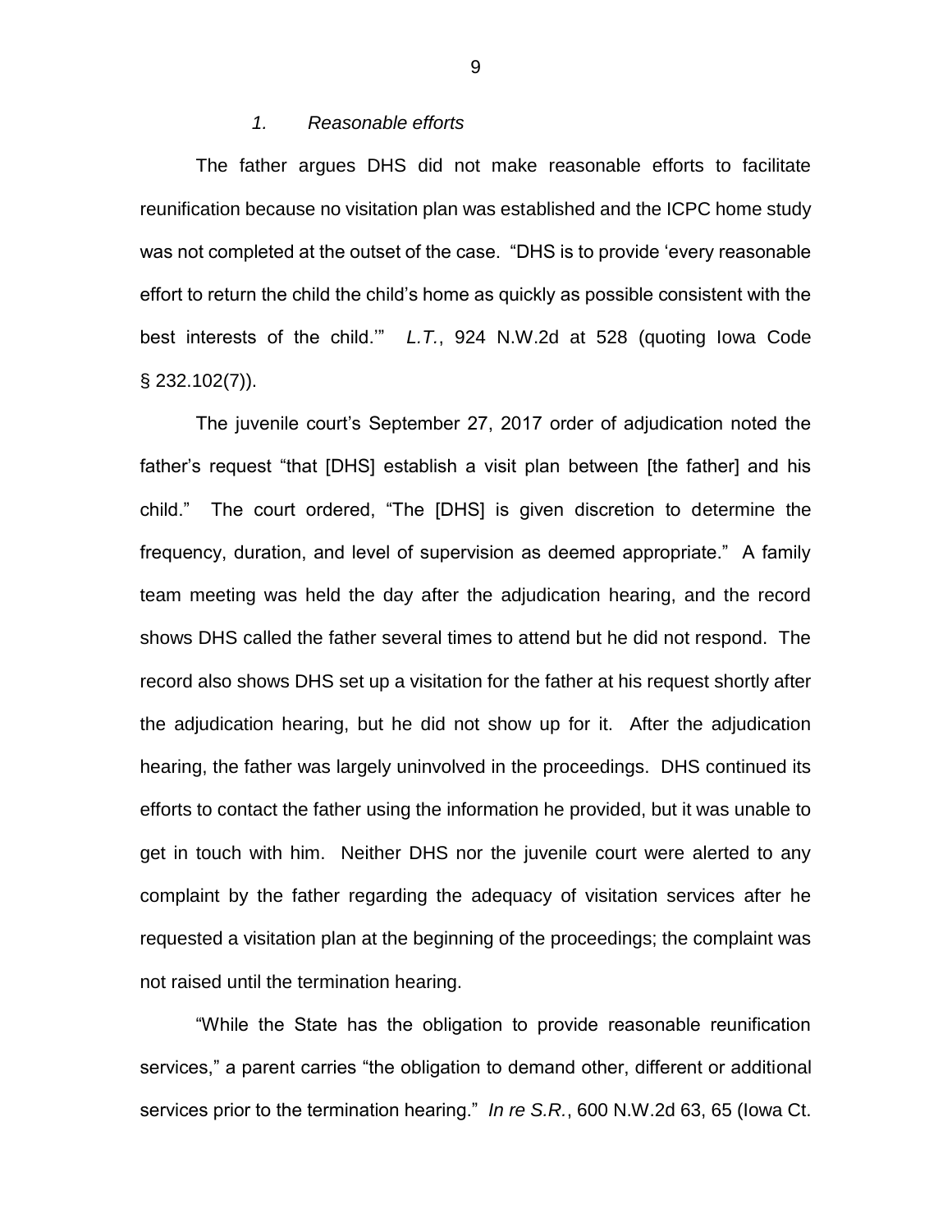### *1. Reasonable efforts*

The father argues DHS did not make reasonable efforts to facilitate reunification because no visitation plan was established and the ICPC home study was not completed at the outset of the case. "DHS is to provide 'every reasonable effort to return the child the child's home as quickly as possible consistent with the best interests of the child.'" *L.T.*, 924 N.W.2d at 528 (quoting Iowa Code § 232.102(7)).

The juvenile court's September 27, 2017 order of adjudication noted the father's request "that [DHS] establish a visit plan between [the father] and his child." The court ordered, "The [DHS] is given discretion to determine the frequency, duration, and level of supervision as deemed appropriate." A family team meeting was held the day after the adjudication hearing, and the record shows DHS called the father several times to attend but he did not respond. The record also shows DHS set up a visitation for the father at his request shortly after the adjudication hearing, but he did not show up for it. After the adjudication hearing, the father was largely uninvolved in the proceedings. DHS continued its efforts to contact the father using the information he provided, but it was unable to get in touch with him. Neither DHS nor the juvenile court were alerted to any complaint by the father regarding the adequacy of visitation services after he requested a visitation plan at the beginning of the proceedings; the complaint was not raised until the termination hearing.

"While the State has the obligation to provide reasonable reunification services," a parent carries "the obligation to demand other, different or additional services prior to the termination hearing." *In re S.R.*, 600 N.W.2d 63, 65 (Iowa Ct.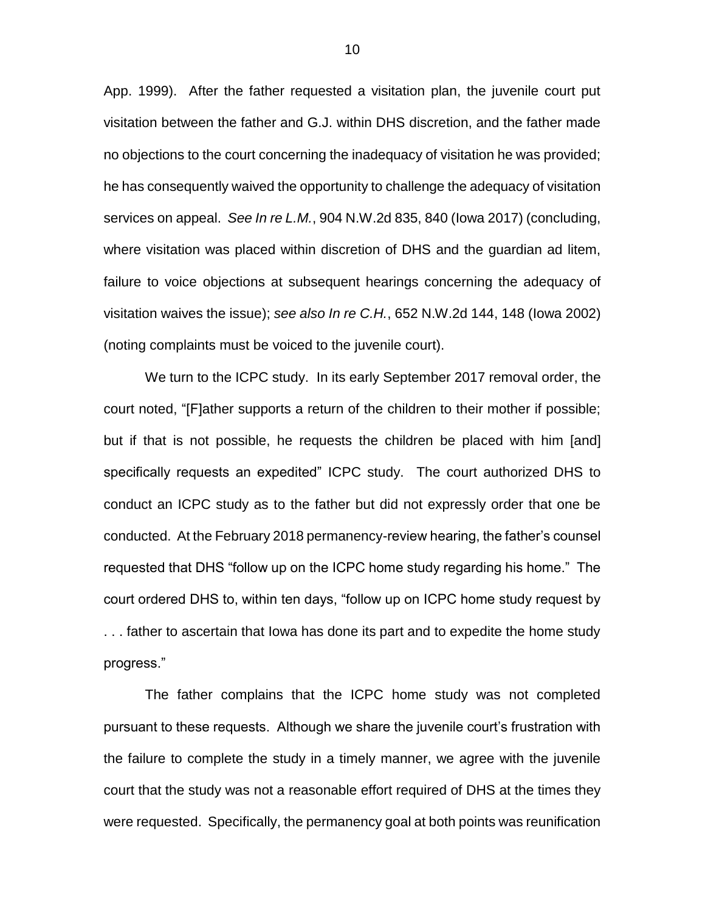App. 1999). After the father requested a visitation plan, the juvenile court put visitation between the father and G.J. within DHS discretion, and the father made no objections to the court concerning the inadequacy of visitation he was provided; he has consequently waived the opportunity to challenge the adequacy of visitation services on appeal. *See In re L.M.*, 904 N.W.2d 835, 840 (Iowa 2017) (concluding, where visitation was placed within discretion of DHS and the guardian ad litem, failure to voice objections at subsequent hearings concerning the adequacy of visitation waives the issue); *see also In re C.H.*, 652 N.W.2d 144, 148 (Iowa 2002) (noting complaints must be voiced to the juvenile court).

We turn to the ICPC study. In its early September 2017 removal order, the court noted, "[F]ather supports a return of the children to their mother if possible; but if that is not possible, he requests the children be placed with him [and] specifically requests an expedited" ICPC study. The court authorized DHS to conduct an ICPC study as to the father but did not expressly order that one be conducted. At the February 2018 permanency-review hearing, the father's counsel requested that DHS "follow up on the ICPC home study regarding his home." The court ordered DHS to, within ten days, "follow up on ICPC home study request by . . . father to ascertain that Iowa has done its part and to expedite the home study progress."

The father complains that the ICPC home study was not completed pursuant to these requests. Although we share the juvenile court's frustration with the failure to complete the study in a timely manner, we agree with the juvenile court that the study was not a reasonable effort required of DHS at the times they were requested. Specifically, the permanency goal at both points was reunification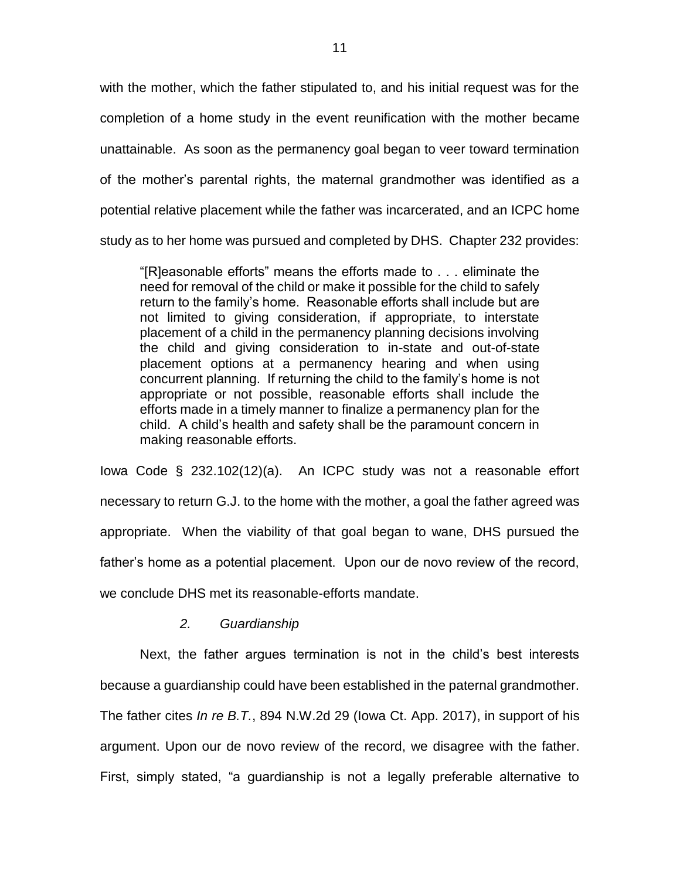with the mother, which the father stipulated to, and his initial request was for the completion of a home study in the event reunification with the mother became unattainable. As soon as the permanency goal began to veer toward termination of the mother's parental rights, the maternal grandmother was identified as a potential relative placement while the father was incarcerated, and an ICPC home study as to her home was pursued and completed by DHS. Chapter 232 provides:

> "[R]easonable efforts" means the efforts made to . . . eliminate the need for removal of the child or make it possible for the child to safely return to the family's home. Reasonable efforts shall include but are not limited to giving consideration, if appropriate, to interstate placement of a child in the permanency planning decisions involving the child and giving consideration to in-state and out-of-state placement options at a permanency hearing and when using concurrent planning. If returning the child to the family's home is not appropriate or not possible, reasonable efforts shall include the efforts made in a timely manner to finalize a permanency plan for the child. A child's health and safety shall be the paramount concern in making reasonable efforts.

Iowa Code § 232.102(12)(a). An ICPC study was not a reasonable effort necessary to return G.J. to the home with the mother, a goal the father agreed was appropriate. When the viability of that goal began to wane, DHS pursued the father's home as a potential placement. Upon our de novo review of the record, we conclude DHS met its reasonable-efforts mandate.

*2. Guardianship*

Next, the father argues termination is not in the child's best interests because a guardianship could have been established in the paternal grandmother. The father cites *In re B.T.*, 894 N.W.2d 29 (Iowa Ct. App. 2017), in support of his argument. Upon our de novo review of the record, we disagree with the father. First, simply stated, "a guardianship is not a legally preferable alternative to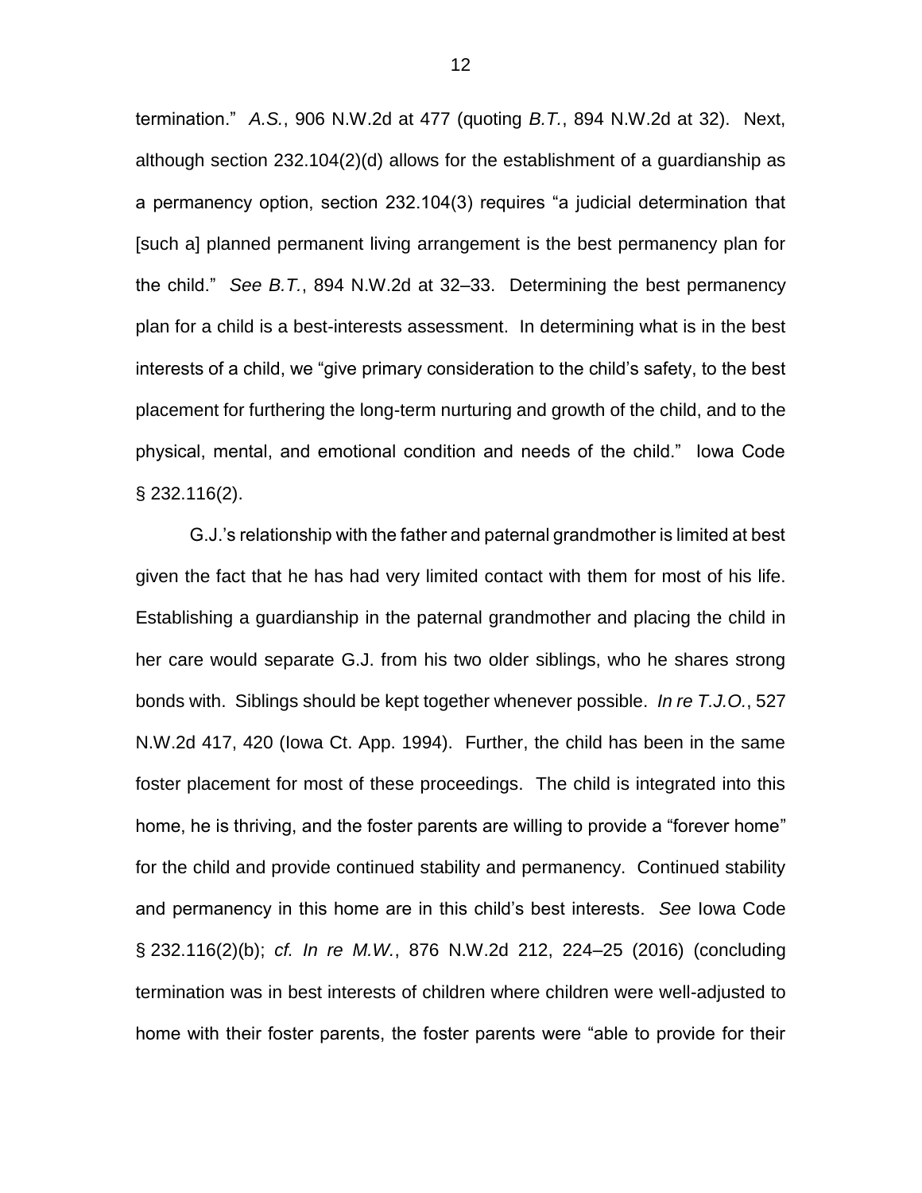termination." *A.S.*, 906 N.W.2d at 477 (quoting *B.T.*, 894 N.W.2d at 32). Next, although section 232.104(2)(d) allows for the establishment of a guardianship as a permanency option, section 232.104(3) requires "a judicial determination that [such a] planned permanent living arrangement is the best permanency plan for the child." *See B.T.*, 894 N.W.2d at 32–33. Determining the best permanency plan for a child is a best-interests assessment. In determining what is in the best interests of a child, we "give primary consideration to the child's safety, to the best placement for furthering the long-term nurturing and growth of the child, and to the physical, mental, and emotional condition and needs of the child." Iowa Code § 232.116(2).

G.J.'s relationship with the father and paternal grandmother is limited at best given the fact that he has had very limited contact with them for most of his life. Establishing a guardianship in the paternal grandmother and placing the child in her care would separate G.J. from his two older siblings, who he shares strong bonds with. Siblings should be kept together whenever possible. *In re T.J.O.*, 527 N.W.2d 417, 420 (Iowa Ct. App. 1994). Further, the child has been in the same foster placement for most of these proceedings. The child is integrated into this home, he is thriving, and the foster parents are willing to provide a "forever home" for the child and provide continued stability and permanency. Continued stability and permanency in this home are in this child's best interests. *See* Iowa Code § 232.116(2)(b); *cf. In re M.W.*, 876 N.W.2d 212, 224–25 (2016) (concluding termination was in best interests of children where children were well-adjusted to home with their foster parents, the foster parents were "able to provide for their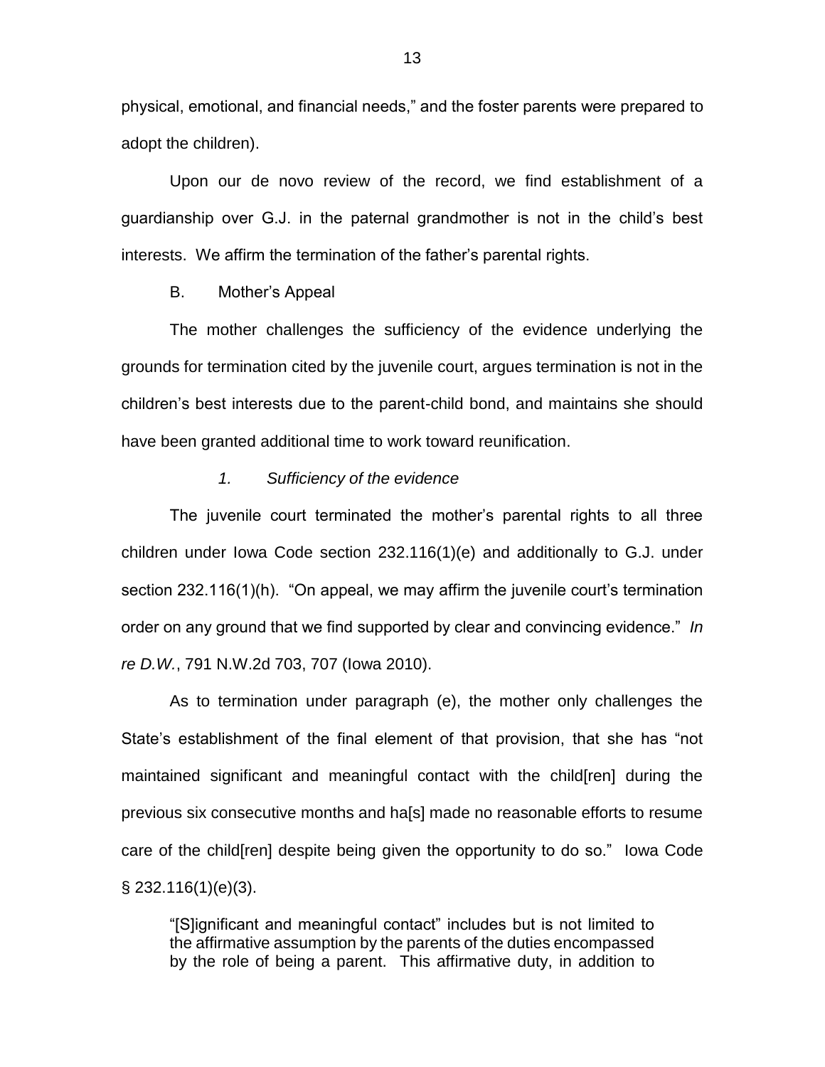physical, emotional, and financial needs," and the foster parents were prepared to adopt the children).

Upon our de novo review of the record, we find establishment of a guardianship over G.J. in the paternal grandmother is not in the child's best interests. We affirm the termination of the father's parental rights.

B. Mother's Appeal

The mother challenges the sufficiency of the evidence underlying the grounds for termination cited by the juvenile court, argues termination is not in the children's best interests due to the parent-child bond, and maintains she should have been granted additional time to work toward reunification.

*1. Sufficiency of the evidence*

The juvenile court terminated the mother's parental rights to all three children under Iowa Code section 232.116(1)(e) and additionally to G.J. under section 232.116(1)(h). "On appeal, we may affirm the juvenile court's termination order on any ground that we find supported by clear and convincing evidence." *In re D.W.*, 791 N.W.2d 703, 707 (Iowa 2010).

As to termination under paragraph (e), the mother only challenges the State's establishment of the final element of that provision, that she has "not maintained significant and meaningful contact with the child[ren] during the previous six consecutive months and ha[s] made no reasonable efforts to resume care of the child[ren] despite being given the opportunity to do so." Iowa Code § 232.116(1)(e)(3).

> "[S]ignificant and meaningful contact" includes but is not limited to the affirmative assumption by the parents of the duties encompassed by the role of being a parent. This affirmative duty, in addition to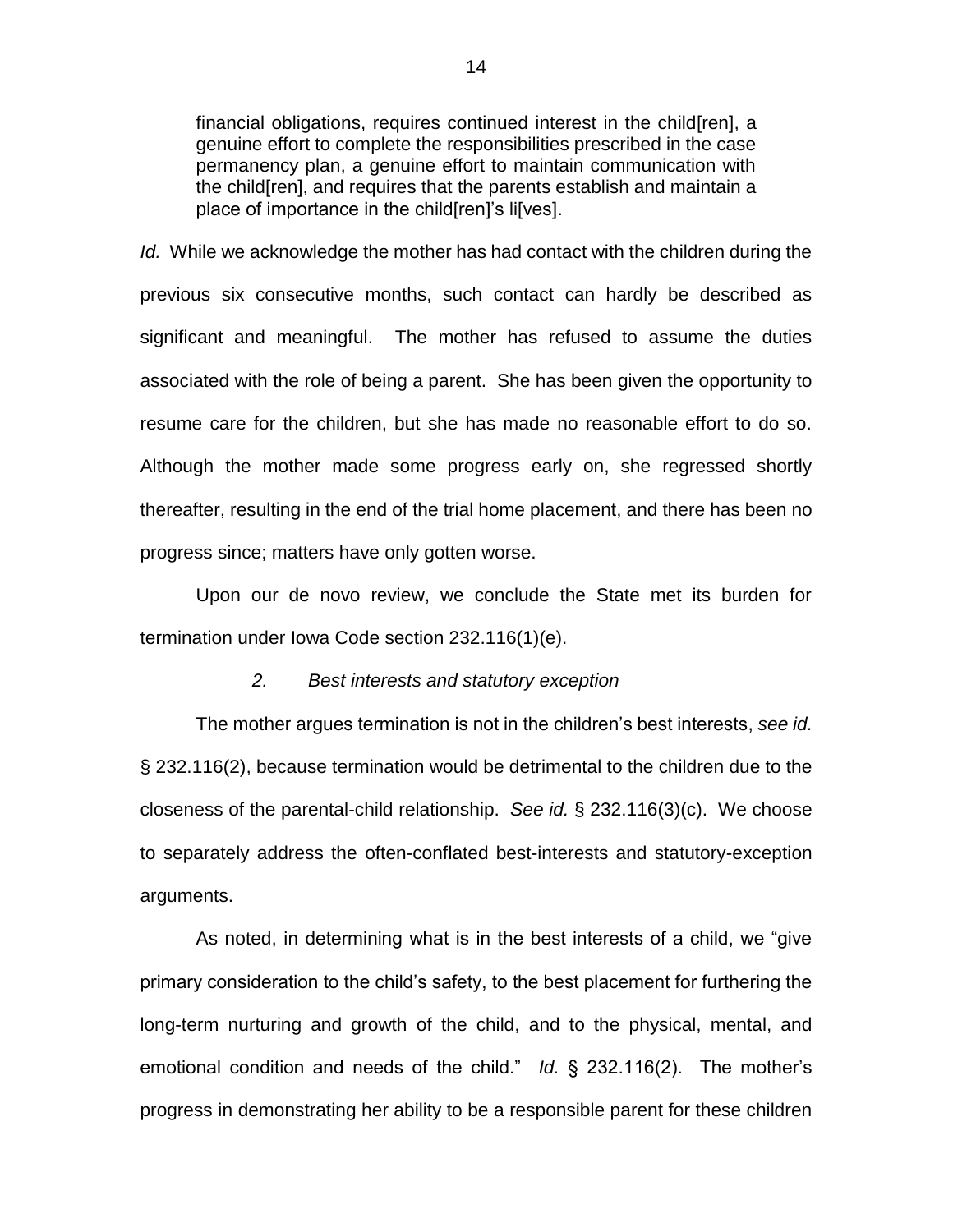> financial obligations, requires continued interest in the child[ren], a genuine effort to complete the responsibilities prescribed in the case permanency plan, a genuine effort to maintain communication with the child[ren], and requires that the parents establish and maintain a place of importance in the child[ren]'s li[ves].

*Id.* While we acknowledge the mother has had contact with the children during the previous six consecutive months, such contact can hardly be described as significant and meaningful. The mother has refused to assume the duties associated with the role of being a parent. She has been given the opportunity to resume care for the children, but she has made no reasonable effort to do so. Although the mother made some progress early on, she regressed shortly thereafter, resulting in the end of the trial home placement, and there has been no progress since; matters have only gotten worse.

Upon our de novo review, we conclude the State met its burden for termination under Iowa Code section 232.116(1)(e).

*2. Best interests and statutory exception*

The mother argues termination is not in the children's best interests, *see id.* § 232.116(2), because termination would be detrimental to the children due to the closeness of the parental-child relationship. *See id.* § 232.116(3)(c). We choose to separately address the often-conflated best-interests and statutory-exception arguments.

As noted, in determining what is in the best interests of a child, we "give primary consideration to the child's safety, to the best placement for furthering the long-term nurturing and growth of the child, and to the physical, mental, and emotional condition and needs of the child." *Id.* § 232.116(2). The mother's progress in demonstrating her ability to be a responsible parent for these children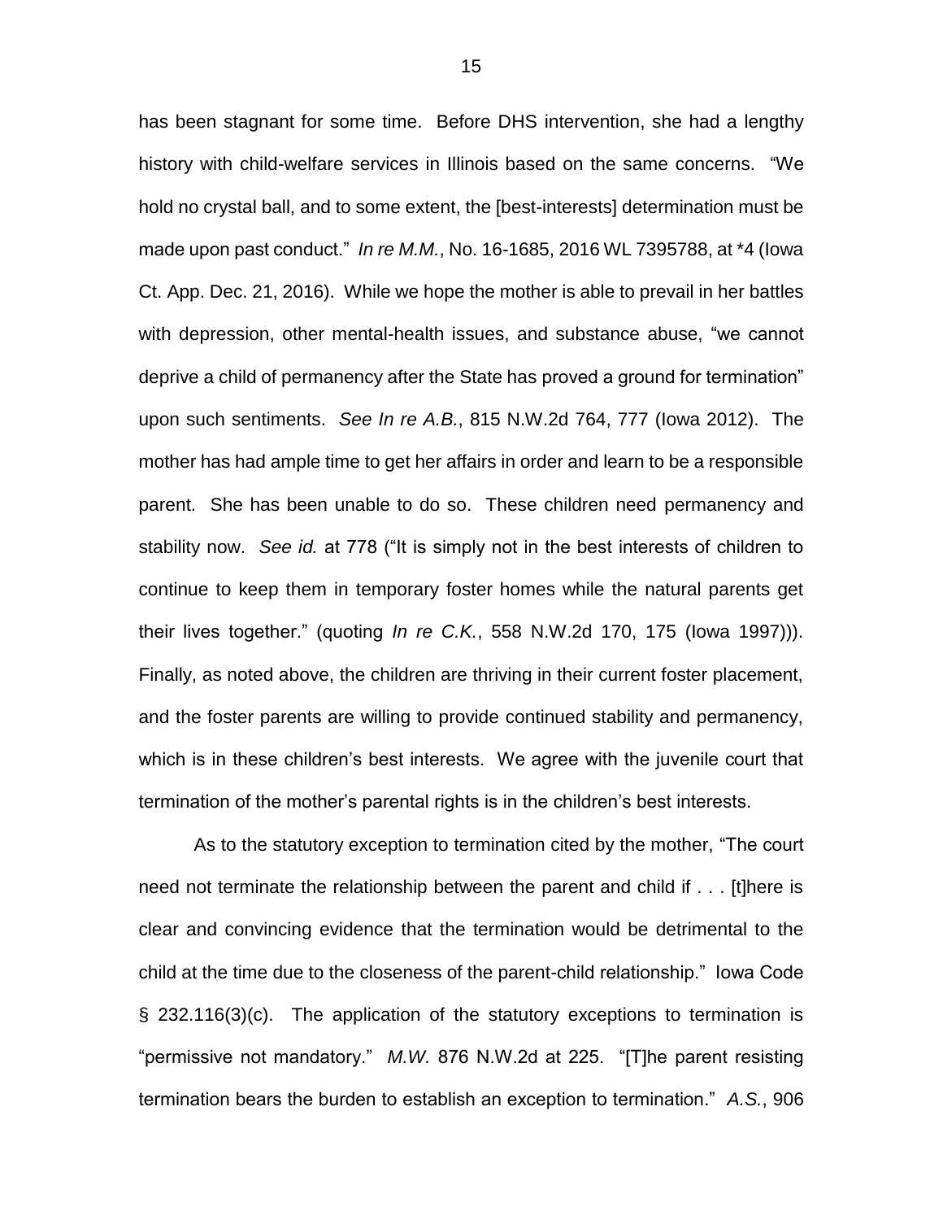has been stagnant for some time. Before DHS intervention, she had a lengthy history with child-welfare services in Illinois based on the same concerns. "We hold no crystal ball, and to some extent, the [best-interests] determination must be made upon past conduct." *In re M.M.*, No. 16-1685, 2016 WL 7395788, at *4 (Iowa Ct. App. Dec. 21, 2016). While we hope the mother is able to prevail in her battles with depression, other mental-health issues, and substance abuse, "we cannot deprive a child of permanency after the State has proved a ground for termination" upon such sentiments. *See In re A.B.*, 815 N.W.2d 764, 777 (Iowa 2012). The mother has had ample time to get her affairs in order and learn to be a responsible parent. She has been unable to do so. These children need permanency and stability now. *See id.* at 778 ("It is simply not in the best interests of children to continue to keep them in temporary foster homes while the natural parents get their lives together." (quoting *In re C.K.*, 558 N.W.2d 170, 175 (Iowa 1997))). Finally, as noted above, the children are thriving in their current foster placement, and the foster parents are willing to provide continued stability and permanency, which is in these children's best interests. We agree with the juvenile court that termination of the mother's parental rights is in the children's best interests.

As to the statutory exception to termination cited by the mother, "The court need not terminate the relationship between the parent and child if . . . [t]here is clear and convincing evidence that the termination would be detrimental to the child at the time due to the closeness of the parent-child relationship." Iowa Code § 232.116(3)(c). The application of the statutory exceptions to termination is "permissive not mandatory." *M.W.* 876 N.W.2d at 225. "[T]he parent resisting termination bears the burden to establish an exception to termination." *A.S.*, 906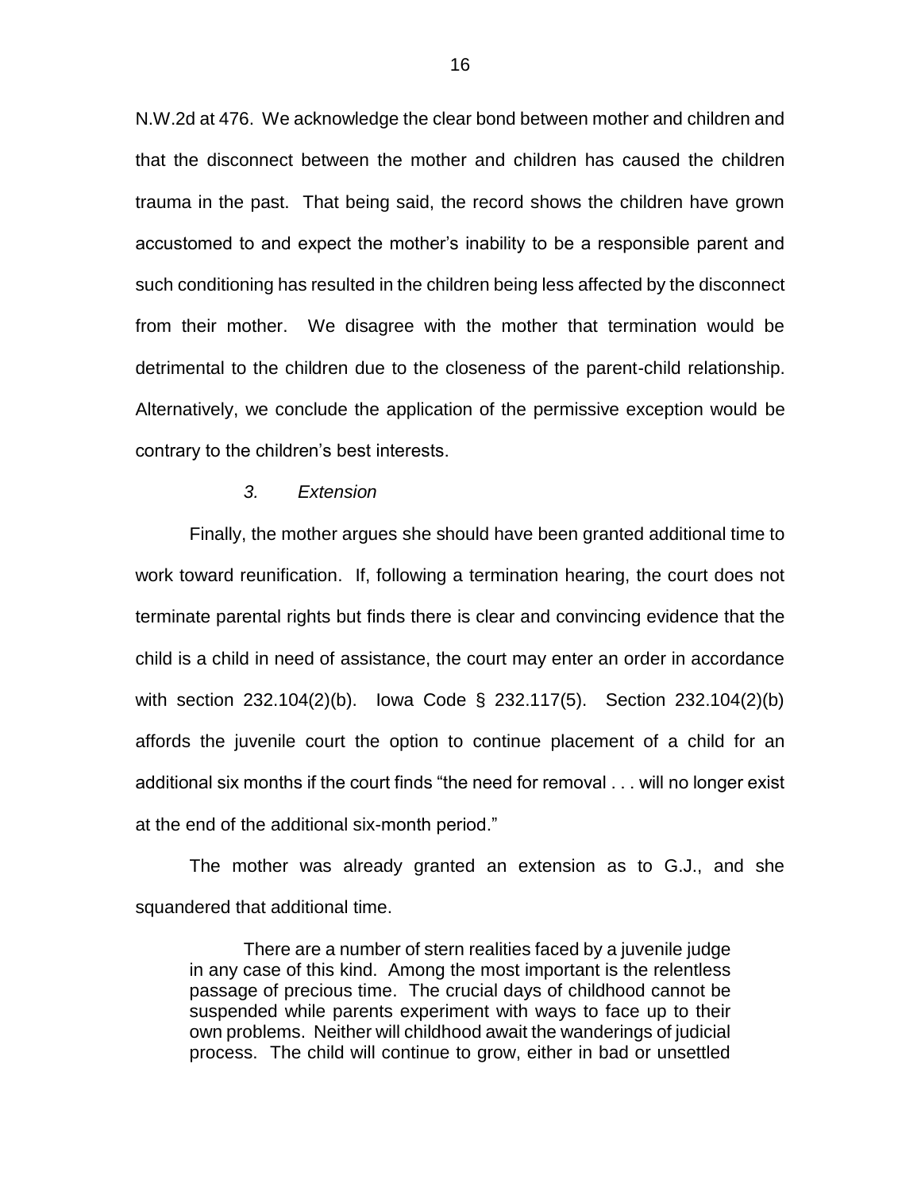N.W.2d at 476. We acknowledge the clear bond between mother and children and that the disconnect between the mother and children has caused the children trauma in the past. That being said, the record shows the children have grown accustomed to and expect the mother's inability to be a responsible parent and such conditioning has resulted in the children being less affected by the disconnect from their mother. We disagree with the mother that termination would be detrimental to the children due to the closeness of the parent-child relationship. Alternatively, we conclude the application of the permissive exception would be contrary to the children's best interests.

*3. Extension*

Finally, the mother argues she should have been granted additional time to work toward reunification. If, following a termination hearing, the court does not terminate parental rights but finds there is clear and convincing evidence that the child is a child in need of assistance, the court may enter an order in accordance with section 232.104(2)(b). Iowa Code § 232.117(5). Section 232.104(2)(b) affords the juvenile court the option to continue placement of a child for an additional six months if the court finds "the need for removal . . . will no longer exist at the end of the additional six-month period."

The mother was already granted an extension as to G.J., and she squandered that additional time.

> There are a number of stern realities faced by a juvenile judge in any case of this kind. Among the most important is the relentless passage of precious time. The crucial days of childhood cannot be suspended while parents experiment with ways to face up to their own problems. Neither will childhood await the wanderings of judicial process. The child will continue to grow, either in bad or unsettled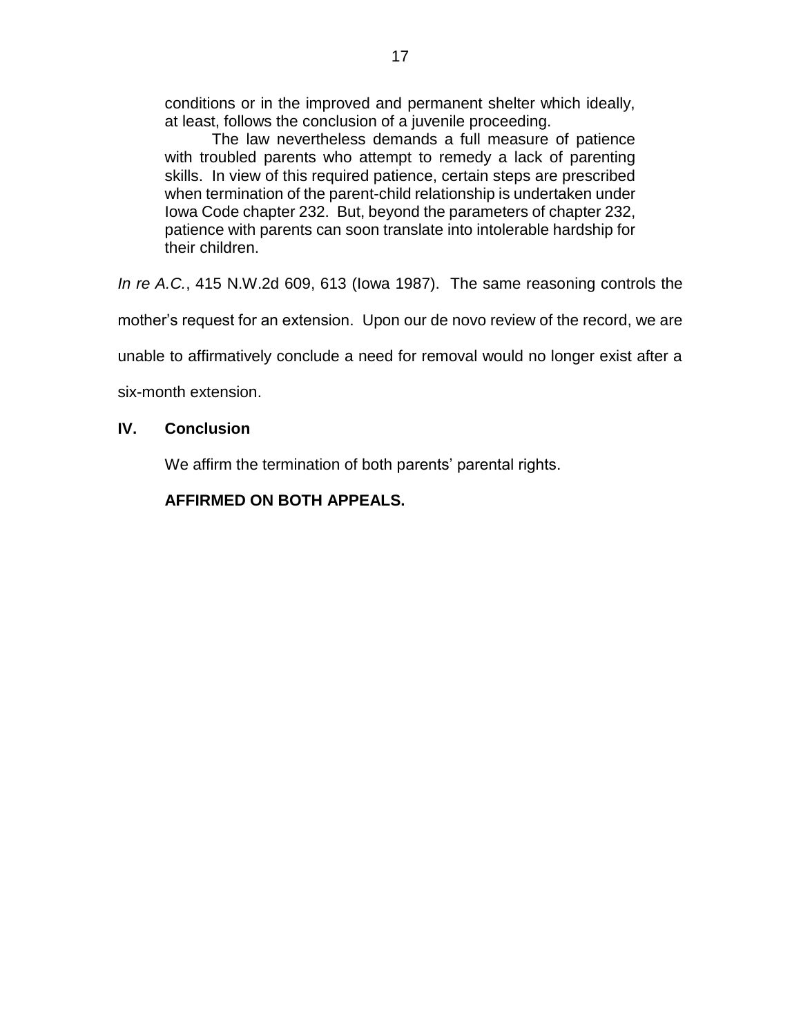> conditions or in the improved and permanent shelter which ideally, at least, follows the conclusion of a juvenile proceeding.
>
> The law nevertheless demands a full measure of patience with troubled parents who attempt to remedy a lack of parenting skills. In view of this required patience, certain steps are prescribed when termination of the parent-child relationship is undertaken under Iowa Code chapter 232. But, beyond the parameters of chapter 232, patience with parents can soon translate into intolerable hardship for their children.

*In re A.C.*, 415 N.W.2d 609, 613 (Iowa 1987). The same reasoning controls the mother's request for an extension. Upon our de novo review of the record, we are unable to affirmatively conclude a need for removal would no longer exist after a six-month extension.

## IV. Conclusion

We affirm the termination of both parents' parental rights.

**AFFIRMED ON BOTH APPEALS.**